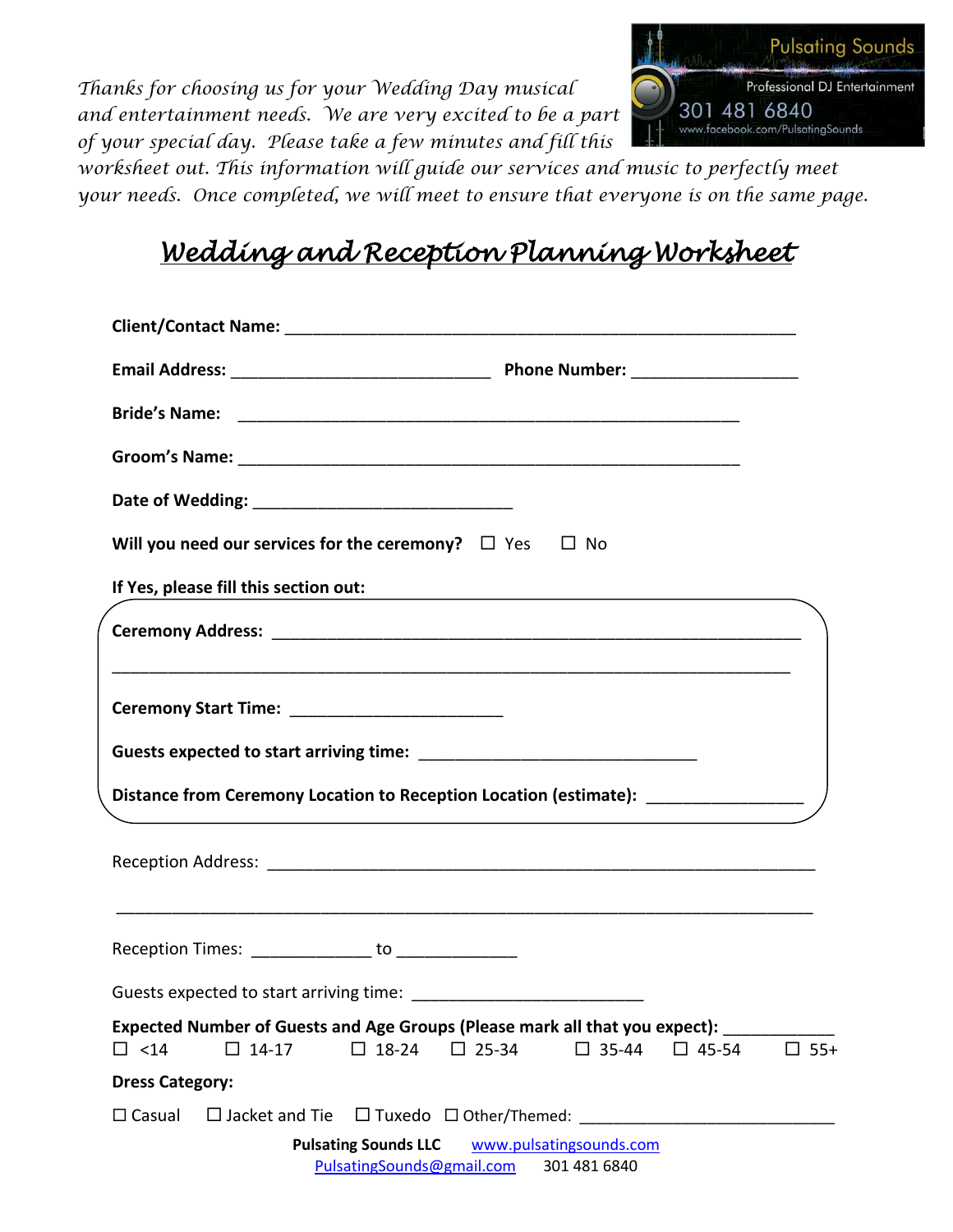*Thanks for choosing us for your Wedding Day musical and entertainment needs. We are very excited to be a part of your special day. Please take a few minutes and fill this worksheet out. This information will guide our services and music to perfectly meet your needs. Once completed, we will meet to ensure that everyone is on the same page.*

Pulsating Sounds
Professional DJ Entertainment
301 481 6840
www.facebook.com/PulsatingSounds

# *Wedding and Reception Planning Worksheet*

**Client/Contact Name:** ___________________________________________________________

**Email Address:** _____________________________ **Phone Number:** ___________________

**Bride's Name:** ________________________________________________________

**Groom's Name:** ________________________________________________________

**Date of Wedding:** _____________________________

**Will you need our services for the ceremony?** ☐ Yes ☐ No

**If Yes, please fill this section out:**

**Ceremony Address:** ___________________________________________________________

___________________________________________________________________________

**Ceremony Start Time:** ________________________

**Guests expected to start arriving time:** _______________________________

**Distance from Ceremony Location to Reception Location (estimate):** _________________

Reception Address: ______________________________________________________________

___________________________________________________________________________

Reception Times: _____________ to _____________

Guests expected to start arriving time: __________________________

**Expected Number of Guests and Age Groups (Please mark all that you expect):** ____________

☐ <14 ☐ 14-17 ☐ 18-24 ☐ 25-34 ☐ 35-44 ☐ 45-54 ☐ 55+

**Dress Category:**

☐ Casual ☐ Jacket and Tie ☐ Tuxedo ☐ Other/Themed: ____________________________

**Pulsating Sounds LLC** www.pulsatingsounds.com
PulsatingSounds@gmail.com 301 481 6840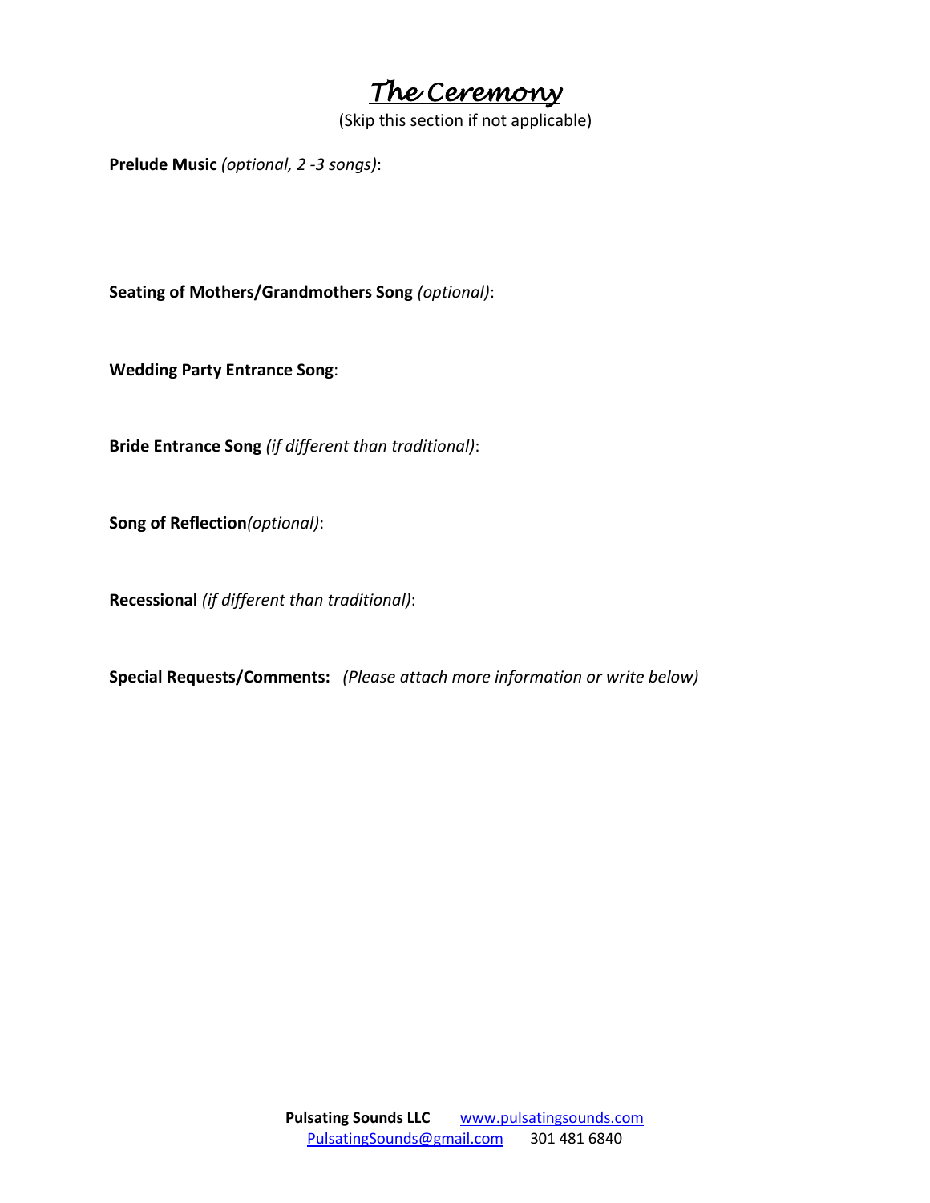# The Ceremony

(Skip this section if not applicable)

**Prelude Music** *(optional, 2 -3 songs)*:

**Seating of Mothers/Grandmothers Song** *(optional)*:

**Wedding Party Entrance Song**:

**Bride Entrance Song** *(if different than traditional)*:

**Song of Reflection***(optional)*:

**Recessional** *(if different than traditional)*:

**Special Requests/Comments:** *(Please attach more information or write below)*

**Pulsating Sounds LLC** www.pulsatingsounds.com
PulsatingSounds@gmail.com 301 481 6840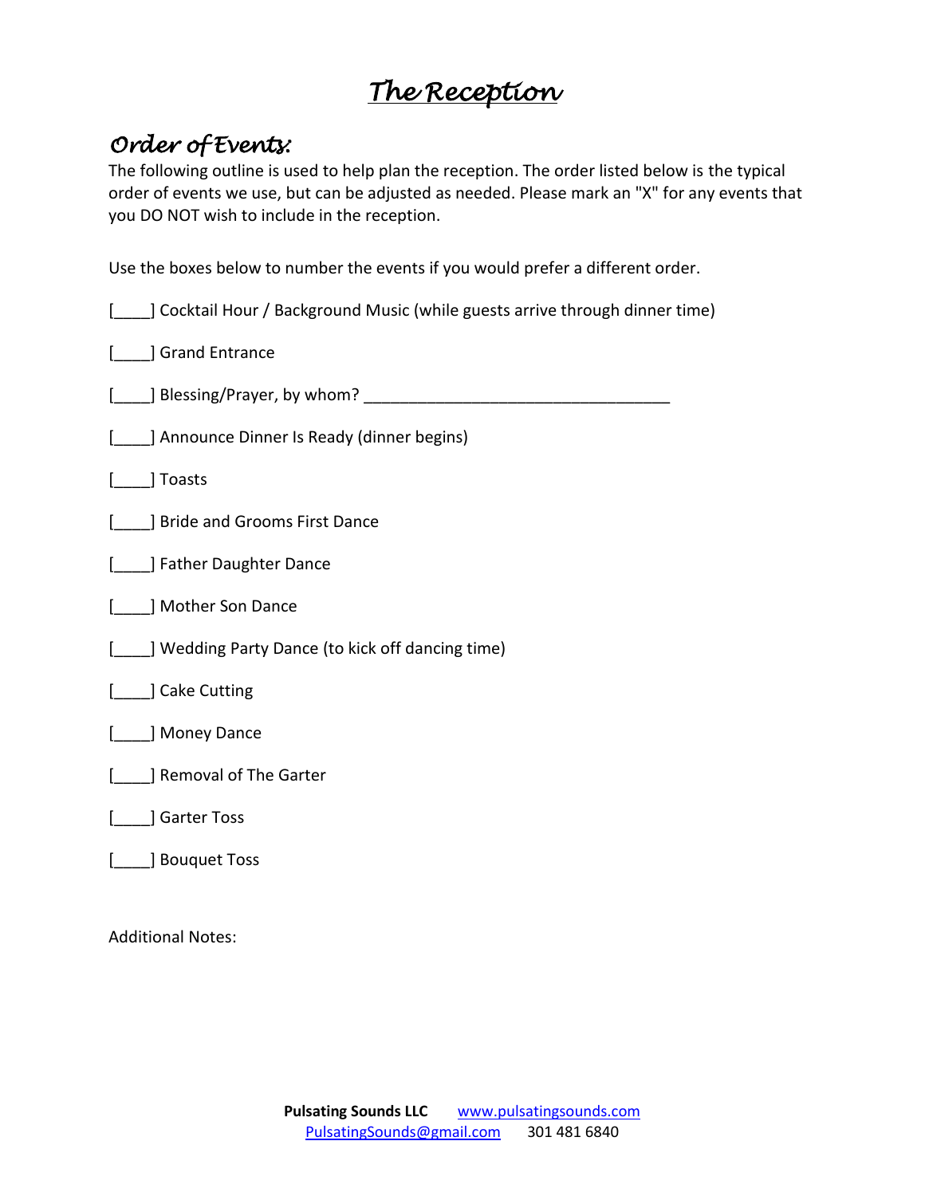# *The Reception*

## *Order of Events:*

The following outline is used to help plan the reception. The order listed below is the typical order of events we use, but can be adjusted as needed. Please mark an "X" for any events that you DO NOT wish to include in the reception.

Use the boxes below to number the events if you would prefer a different order.

[____] Cocktail Hour / Background Music (while guests arrive through dinner time)

[____] Grand Entrance

[____] Blessing/Prayer, by whom? ___________________________________

[____] Announce Dinner Is Ready (dinner begins)

[____] Toasts

[____] Bride and Grooms First Dance

[____] Father Daughter Dance

[____] Mother Son Dance

[____] Wedding Party Dance (to kick off dancing time)

[____] Cake Cutting

[____] Money Dance

[____] Removal of The Garter

[____] Garter Toss

[____] Bouquet Toss

Additional Notes:

**Pulsating Sounds LLC** www.pulsatingsounds.com
PulsatingSounds@gmail.com 301 481 6840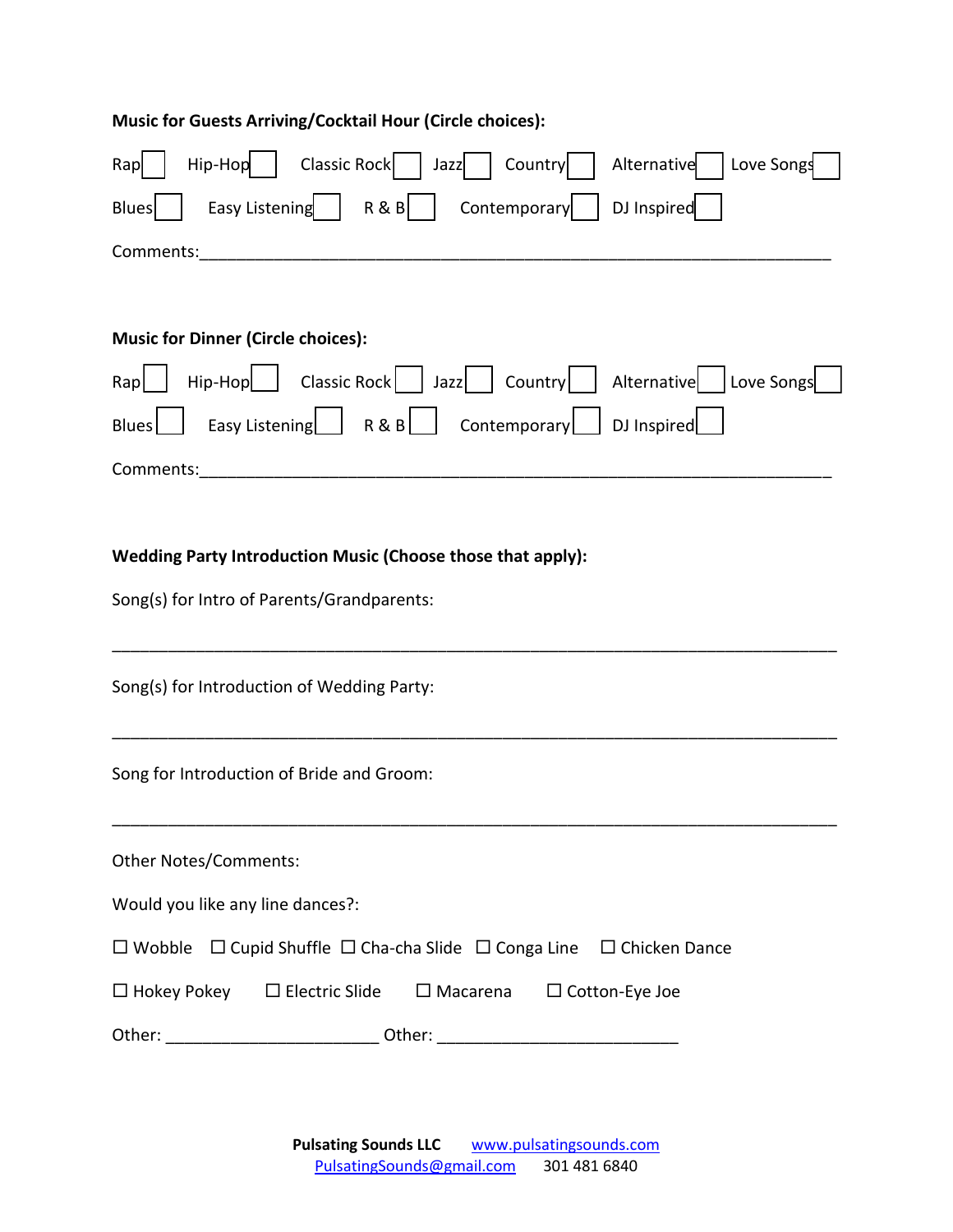**Music for Guests Arriving/Cocktail Hour (Circle choices):**

Rap ☐ Hip-Hop ☐ Classic Rock ☐ Jazz ☐ Country ☐ Alternative ☐ Love Songs ☐

Blues ☐ Easy Listening ☐ R & B ☐ Contemporary ☐ DJ Inspired ☐

Comments:_______________________________________________________________________

**Music for Dinner (Circle choices):**

Rap ☐ Hip-Hop ☐ Classic Rock ☐ Jazz ☐ Country ☐ Alternative ☐ Love Songs ☐

Blues ☐ Easy Listening ☐ R & B ☐ Contemporary ☐ DJ Inspired ☐

Comments:_______________________________________________________________________

**Wedding Party Introduction Music (Choose those that apply):**

Song(s) for Intro of Parents/Grandparents:

_________________________________________________________________________________

Song(s) for Introduction of Wedding Party:

_________________________________________________________________________________

Song for Introduction of Bride and Groom:

_________________________________________________________________________________

Other Notes/Comments:

Would you like any line dances?:

☐ Wobble ☐ Cupid Shuffle ☐ Cha-cha Slide ☐ Conga Line ☐ Chicken Dance

☐ Hokey Pokey ☐ Electric Slide ☐ Macarena ☐ Cotton-Eye Joe

Other: _______________________ Other: __________________________

**Pulsating Sounds LLC** www.pulsatingsounds.com
PulsatingSounds@gmail.com 301 481 6840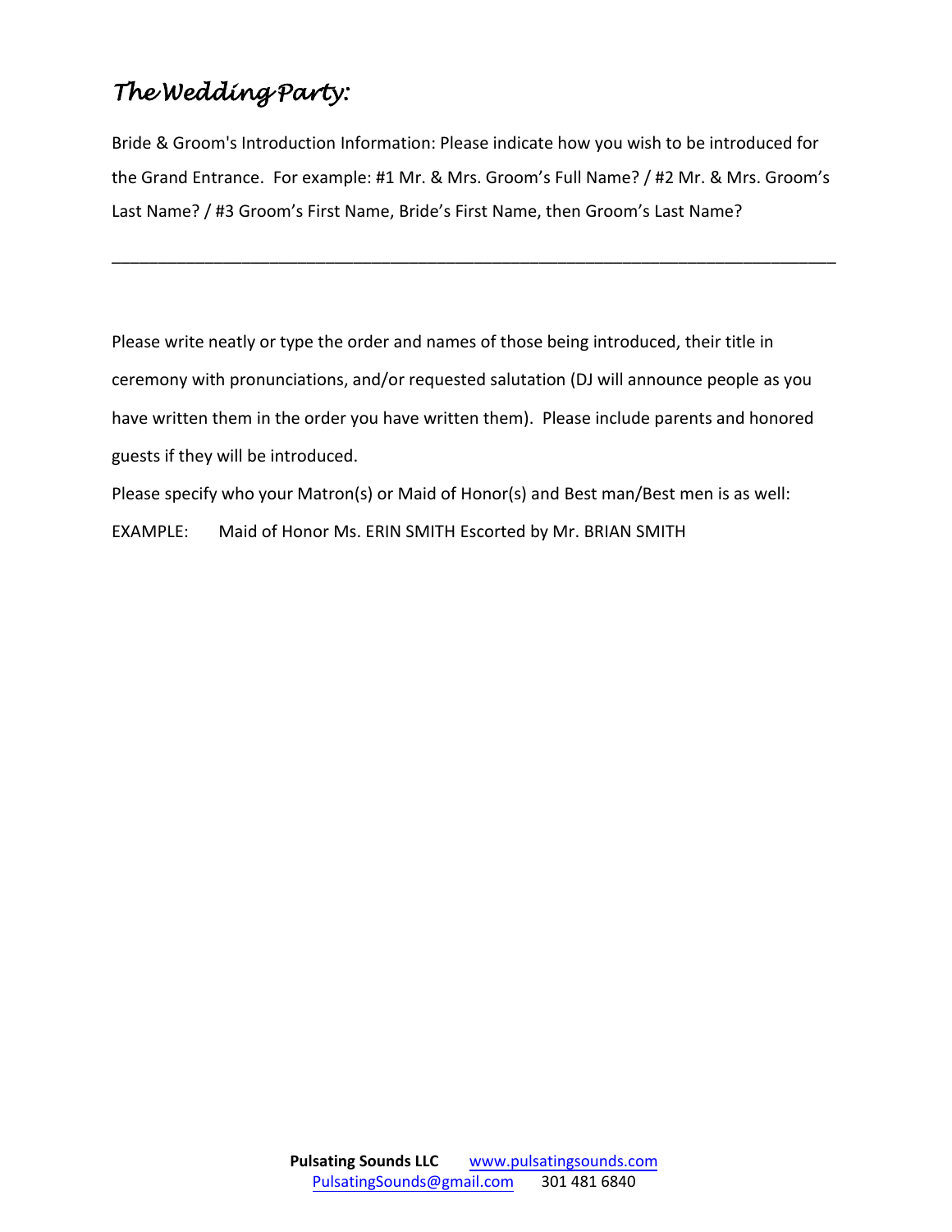# *The Wedding Party:*

Bride & Groom's Introduction Information: Please indicate how you wish to be introduced for the Grand Entrance. For example: #1 Mr. & Mrs. Groom's Full Name? / #2 Mr. & Mrs. Groom's Last Name? / #3 Groom's First Name, Bride's First Name, then Groom's Last Name?

_______________________________________________________________________________

Please write neatly or type the order and names of those being introduced, their title in ceremony with pronunciations, and/or requested salutation (DJ will announce people as you have written them in the order you have written them). Please include parents and honored guests if they will be introduced.

Please specify who your Matron(s) or Maid of Honor(s) and Best man/Best men is as well:

EXAMPLE: Maid of Honor Ms. ERIN SMITH Escorted by Mr. BRIAN SMITH

**Pulsating Sounds LLC** www.pulsatingsounds.com
PulsatingSounds@gmail.com 301 481 6840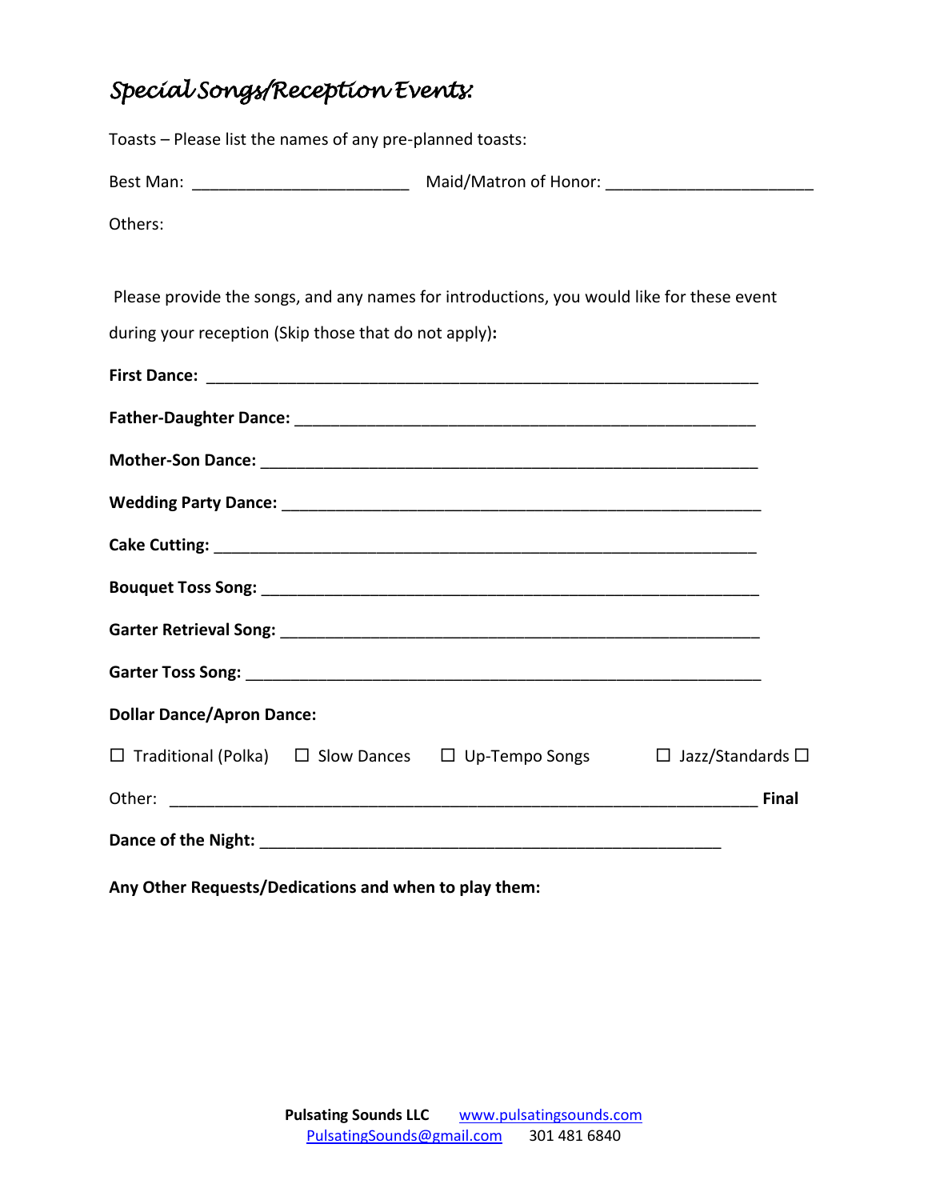# *Special Songs/Reception Events:*

Toasts – Please list the names of any pre-planned toasts:

Best Man: ________________________ Maid/Matron of Honor: _______________________

Others:

Please provide the songs, and any names for introductions, you would like for these event during your reception (Skip those that do not apply)**:**

**First Dance:** ______________________________________________________________

**Father-Daughter Dance:** ____________________________________________________

**Mother-Son Dance:** ________________________________________________________

**Wedding Party Dance:** ______________________________________________________

**Cake Cutting:** _____________________________________________________________

**Bouquet Toss Song:** ________________________________________________________

**Garter Retrieval Song:** ______________________________________________________

**Garter Toss Song:** _________________________________________________________

**Dollar Dance/Apron Dance:**

☐ Traditional (Polka) ☐ Slow Dances ☐ Up-Tempo Songs ☐ Jazz/Standards ☐

Other: ________________________________________________________________ **Final**

**Dance of the Night:** ____________________________________________________

**Any Other Requests/Dedications and when to play them:**

**Pulsating Sounds LLC** www.pulsatingsounds.com
PulsatingSounds@gmail.com 301 481 6840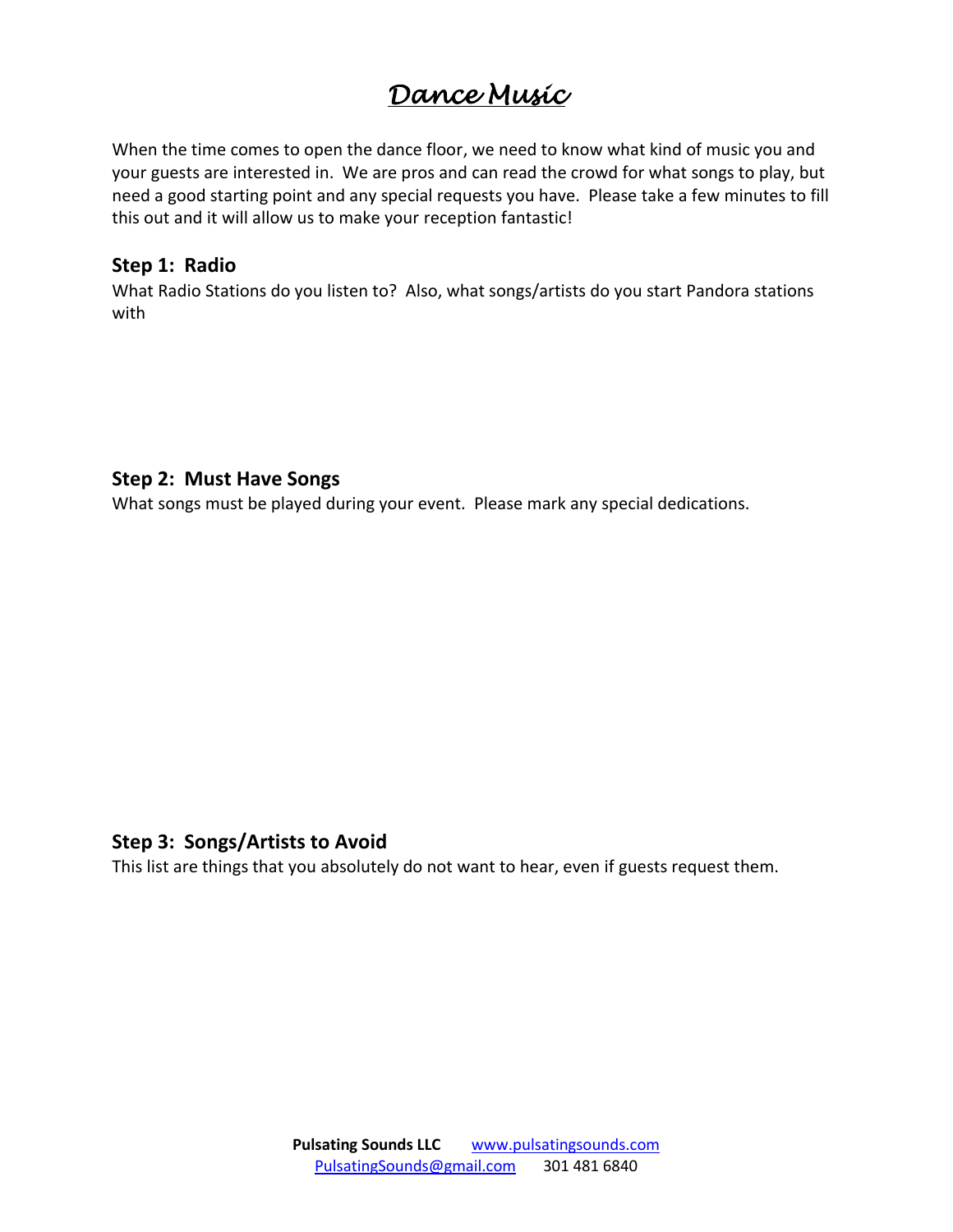# *Dance Music*

When the time comes to open the dance floor, we need to know what kind of music you and your guests are interested in. We are pros and can read the crowd for what songs to play, but need a good starting point and any special requests you have. Please take a few minutes to fill this out and it will allow us to make your reception fantastic!

## Step 1: Radio

What Radio Stations do you listen to? Also, what songs/artists do you start Pandora stations with

## Step 2: Must Have Songs

What songs must be played during your event. Please mark any special dedications.

## Step 3: Songs/Artists to Avoid

This list are things that you absolutely do not want to hear, even if guests request them.

**Pulsating Sounds LLC** www.pulsatingsounds.com
PulsatingSounds@gmail.com 301 481 6840